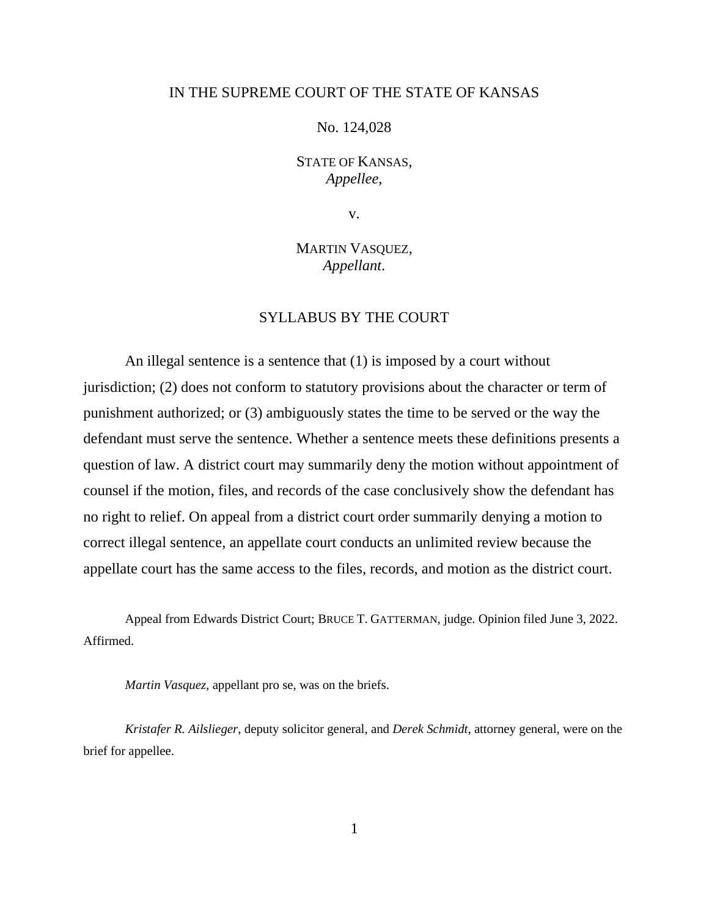IN THE SUPREME COURT OF THE STATE OF KANSAS

No. 124,028

STATE OF KANSAS,
*Appellee*,

v.

MARTIN VASQUEZ,
*Appellant*.

## SYLLABUS BY THE COURT

An illegal sentence is a sentence that (1) is imposed by a court without jurisdiction; (2) does not conform to statutory provisions about the character or term of punishment authorized; or (3) ambiguously states the time to be served or the way the defendant must serve the sentence. Whether a sentence meets these definitions presents a question of law. A district court may summarily deny the motion without appointment of counsel if the motion, files, and records of the case conclusively show the defendant has no right to relief. On appeal from a district court order summarily denying a motion to correct illegal sentence, an appellate court conducts an unlimited review because the appellate court has the same access to the files, records, and motion as the district court.

Appeal from Edwards District Court; BRUCE T. GATTERMAN, judge. Opinion filed June 3, 2022. Affirmed.

*Martin Vasquez*, appellant pro se, was on the briefs.

*Kristafer R. Ailslieger*, deputy solicitor general, and *Derek Schmidt*, attorney general, were on the brief for appellee.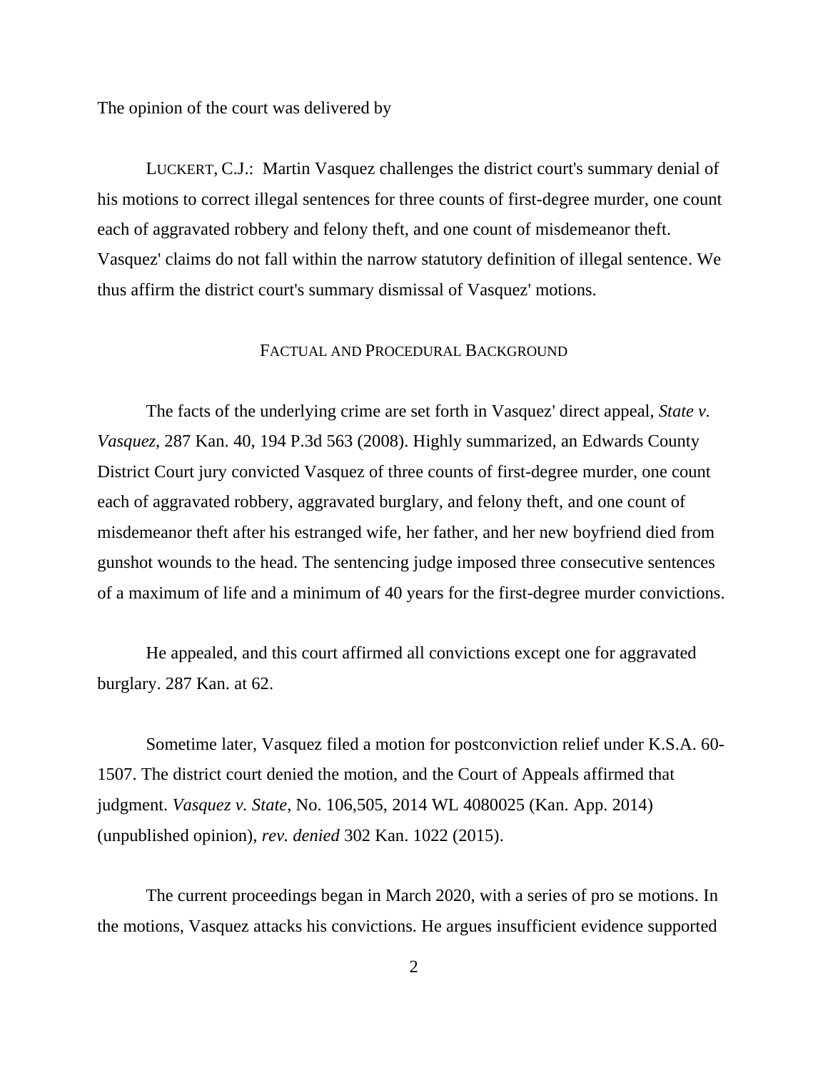The opinion of the court was delivered by

LUCKERT, C.J.: Martin Vasquez challenges the district court's summary denial of his motions to correct illegal sentences for three counts of first-degree murder, one count each of aggravated robbery and felony theft, and one count of misdemeanor theft. Vasquez' claims do not fall within the narrow statutory definition of illegal sentence. We thus affirm the district court's summary dismissal of Vasquez' motions.

## FACTUAL AND PROCEDURAL BACKGROUND

The facts of the underlying crime are set forth in Vasquez' direct appeal, *State v. Vasquez*, 287 Kan. 40, 194 P.3d 563 (2008). Highly summarized, an Edwards County District Court jury convicted Vasquez of three counts of first-degree murder, one count each of aggravated robbery, aggravated burglary, and felony theft, and one count of misdemeanor theft after his estranged wife, her father, and her new boyfriend died from gunshot wounds to the head. The sentencing judge imposed three consecutive sentences of a maximum of life and a minimum of 40 years for the first-degree murder convictions.

He appealed, and this court affirmed all convictions except one for aggravated burglary. 287 Kan. at 62.

Sometime later, Vasquez filed a motion for postconviction relief under K.S.A. 60-1507. The district court denied the motion, and the Court of Appeals affirmed that judgment. *Vasquez v. State*, No. 106,505, 2014 WL 4080025 (Kan. App. 2014) (unpublished opinion), *rev. denied* 302 Kan. 1022 (2015).

The current proceedings began in March 2020, with a series of pro se motions. In the motions, Vasquez attacks his convictions. He argues insufficient evidence supported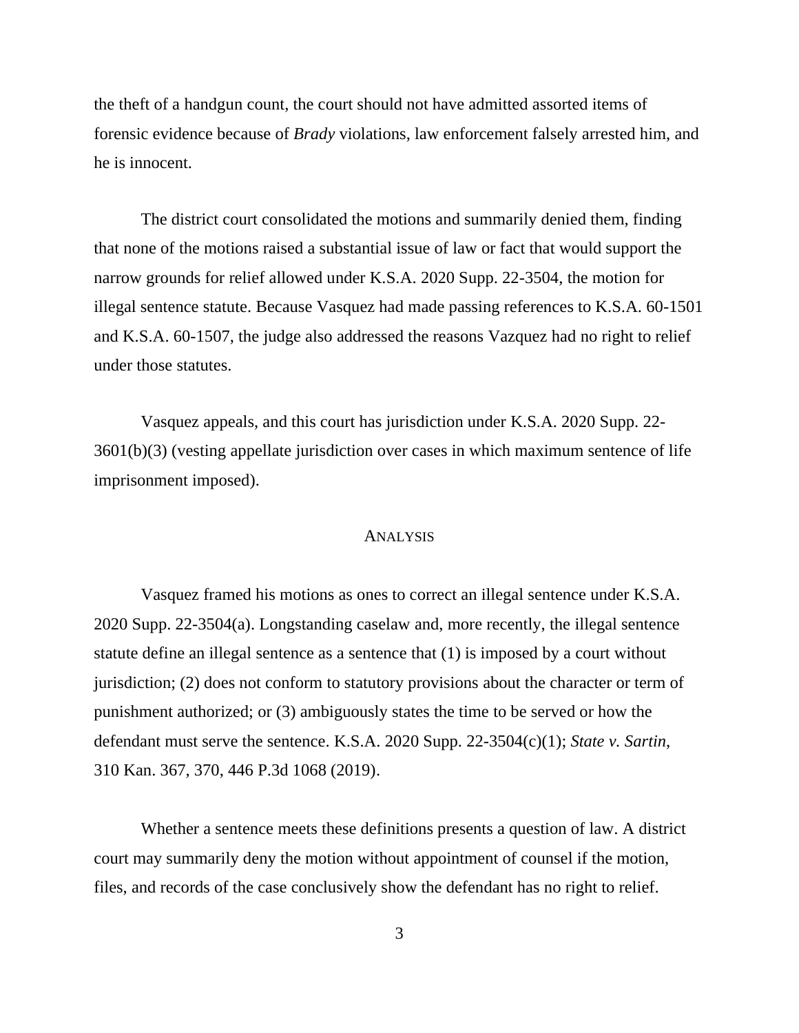the theft of a handgun count, the court should not have admitted assorted items of forensic evidence because of *Brady* violations, law enforcement falsely arrested him, and he is innocent.

The district court consolidated the motions and summarily denied them, finding that none of the motions raised a substantial issue of law or fact that would support the narrow grounds for relief allowed under K.S.A. 2020 Supp. 22-3504, the motion for illegal sentence statute. Because Vasquez had made passing references to K.S.A. 60-1501 and K.S.A. 60-1507, the judge also addressed the reasons Vazquez had no right to relief under those statutes.

Vasquez appeals, and this court has jurisdiction under K.S.A. 2020 Supp. 22-3601(b)(3) (vesting appellate jurisdiction over cases in which maximum sentence of life imprisonment imposed).

## ANALYSIS

Vasquez framed his motions as ones to correct an illegal sentence under K.S.A. 2020 Supp. 22-3504(a). Longstanding caselaw and, more recently, the illegal sentence statute define an illegal sentence as a sentence that (1) is imposed by a court without jurisdiction; (2) does not conform to statutory provisions about the character or term of punishment authorized; or (3) ambiguously states the time to be served or how the defendant must serve the sentence. K.S.A. 2020 Supp. 22-3504(c)(1); *State v. Sartin*, 310 Kan. 367, 370, 446 P.3d 1068 (2019).

Whether a sentence meets these definitions presents a question of law. A district court may summarily deny the motion without appointment of counsel if the motion, files, and records of the case conclusively show the defendant has no right to relief.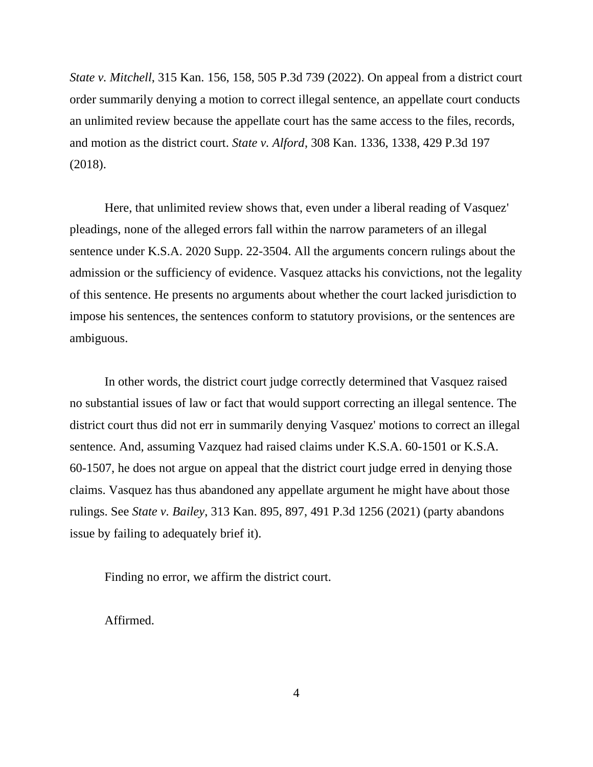*State v. Mitchell*, 315 Kan. 156, 158, 505 P.3d 739 (2022). On appeal from a district court order summarily denying a motion to correct illegal sentence, an appellate court conducts an unlimited review because the appellate court has the same access to the files, records, and motion as the district court. *State v. Alford*, 308 Kan. 1336, 1338, 429 P.3d 197 (2018).

Here, that unlimited review shows that, even under a liberal reading of Vasquez' pleadings, none of the alleged errors fall within the narrow parameters of an illegal sentence under K.S.A. 2020 Supp. 22-3504. All the arguments concern rulings about the admission or the sufficiency of evidence. Vasquez attacks his convictions, not the legality of this sentence. He presents no arguments about whether the court lacked jurisdiction to impose his sentences, the sentences conform to statutory provisions, or the sentences are ambiguous.

In other words, the district court judge correctly determined that Vasquez raised no substantial issues of law or fact that would support correcting an illegal sentence. The district court thus did not err in summarily denying Vasquez' motions to correct an illegal sentence. And, assuming Vazquez had raised claims under K.S.A. 60-1501 or K.S.A. 60-1507, he does not argue on appeal that the district court judge erred in denying those claims. Vasquez has thus abandoned any appellate argument he might have about those rulings. See *State v. Bailey*, 313 Kan. 895, 897, 491 P.3d 1256 (2021) (party abandons issue by failing to adequately brief it).

Finding no error, we affirm the district court.

Affirmed.